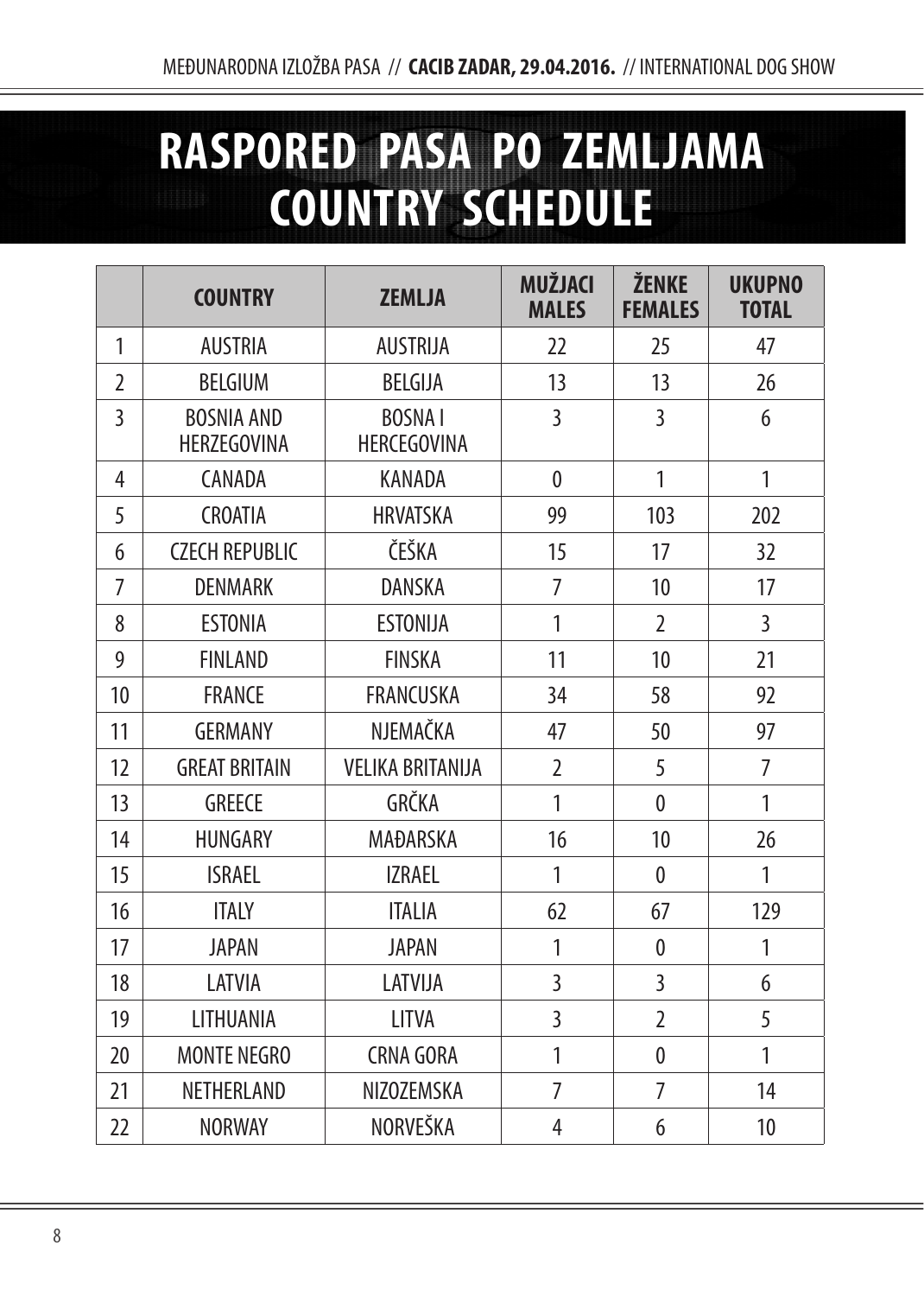# RASPORED PASA PO ZEMLJAMA
# COUNTRY SCHEDULE

| | COUNTRY | ZEMLJA | MUŽJACI MALES | ŽENKE FEMALES | UKUPNO TOTAL |
|---|---|---|---|---|---|
| 1 | AUSTRIA | AUSTRIJA | 22 | 25 | 47 |
| 2 | BELGIUM | BELGIJA | 13 | 13 | 26 |
| 3 | BOSNIA AND HERZEGOVINA | BOSNA I HERCEGOVINA | 3 | 3 | 6 |
| 4 | CANADA | KANADA | 0 | 1 | 1 |
| 5 | CROATIA | HRVATSKA | 99 | 103 | 202 |
| 6 | CZECH REPUBLIC | ČEŠKA | 15 | 17 | 32 |
| 7 | DENMARK | DANSKA | 7 | 10 | 17 |
| 8 | ESTONIA | ESTONIJA | 1 | 2 | 3 |
| 9 | FINLAND | FINSKA | 11 | 10 | 21 |
| 10 | FRANCE | FRANCUSKA | 34 | 58 | 92 |
| 11 | GERMANY | NJEMAČKA | 47 | 50 | 97 |
| 12 | GREAT BRITAIN | VELIKA BRITANIJA | 2 | 5 | 7 |
| 13 | GREECE | GRČKA | 1 | 0 | 1 |
| 14 | HUNGARY | MAĐARSKA | 16 | 10 | 26 |
| 15 | ISRAEL | IZRAEL | 1 | 0 | 1 |
| 16 | ITALY | ITALIA | 62 | 67 | 129 |
| 17 | JAPAN | JAPAN | 1 | 0 | 1 |
| 18 | LATVIA | LATVIJA | 3 | 3 | 6 |
| 19 | LITHUANIA | LITVA | 3 | 2 | 5 |
| 20 | MONTE NEGRO | CRNA GORA | 1 | 0 | 1 |
| 21 | NETHERLAND | NIZOZEMSKA | 7 | 7 | 14 |
| 22 | NORWAY | NORVEŠKA | 4 | 6 | 10 |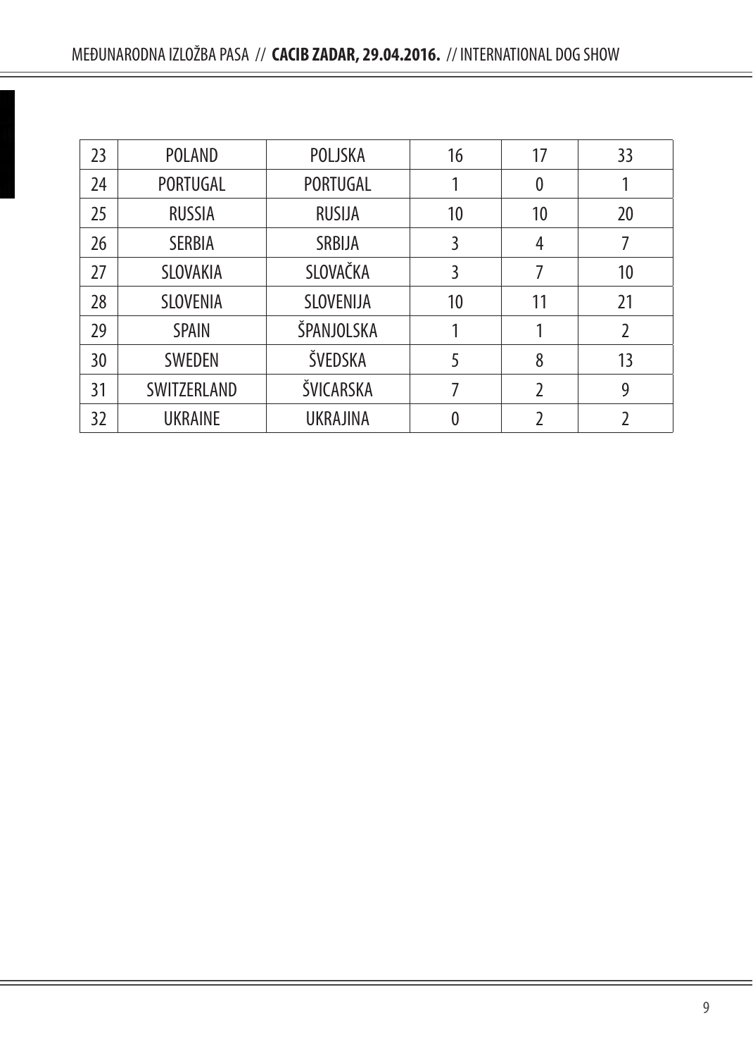| | | | | | |
|---|---|---|---|---|---|
| 23 | POLAND | POLJSKA | 16 | 17 | 33 |
| 24 | PORTUGAL | PORTUGAL | 1 | 0 | 1 |
| 25 | RUSSIA | RUSIJA | 10 | 10 | 20 |
| 26 | SERBIA | SRBIJA | 3 | 4 | 7 |
| 27 | SLOVAKIA | SLOVAČKA | 3 | 7 | 10 |
| 28 | SLOVENIA | SLOVENIJA | 10 | 11 | 21 |
| 29 | SPAIN | ŠPANJOLSKA | 1 | 1 | 2 |
| 30 | SWEDEN | ŠVEDSKA | 5 | 8 | 13 |
| 31 | SWITZERLAND | ŠVICARSKA | 7 | 2 | 9 |
| 32 | UKRAINE | UKRAJINA | 0 | 2 | 2 |